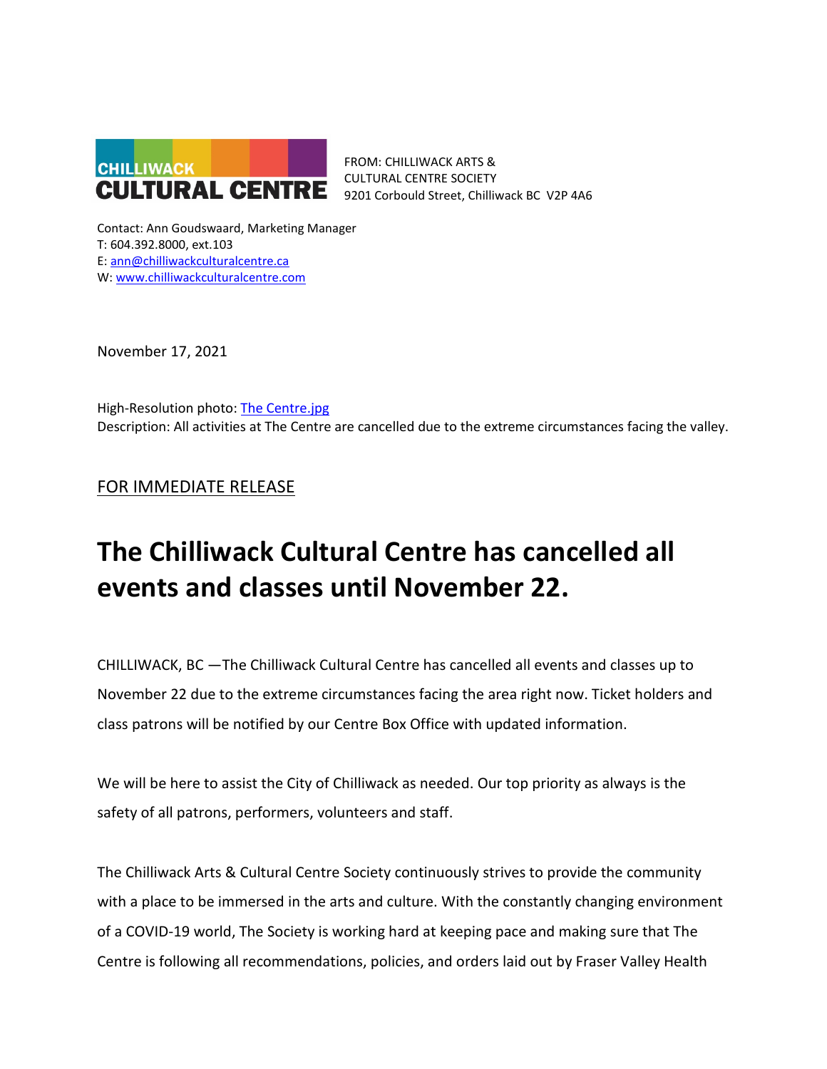CHILLIWACK CULTURAL CENTRE

FROM: CHILLIWACK ARTS & CULTURAL CENTRE SOCIETY
9201 Corbould Street, Chilliwack BC V2P 4A6

Contact: Ann Goudswaard, Marketing Manager
T: 604.392.8000, ext.103
E: ann@chilliwackculturalcentre.ca
W: www.chilliwackculturalcentre.com

November 17, 2021

High-Resolution photo: The Centre.jpg
Description: All activities at The Centre are cancelled due to the extreme circumstances facing the valley.

FOR IMMEDIATE RELEASE

# The Chilliwack Cultural Centre has cancelled all events and classes until November 22.

CHILLIWACK, BC —The Chilliwack Cultural Centre has cancelled all events and classes up to November 22 due to the extreme circumstances facing the area right now. Ticket holders and class patrons will be notified by our Centre Box Office with updated information.

We will be here to assist the City of Chilliwack as needed. Our top priority as always is the safety of all patrons, performers, volunteers and staff.

The Chilliwack Arts & Cultural Centre Society continuously strives to provide the community with a place to be immersed in the arts and culture. With the constantly changing environment of a COVID-19 world, The Society is working hard at keeping pace and making sure that The Centre is following all recommendations, policies, and orders laid out by Fraser Valley Health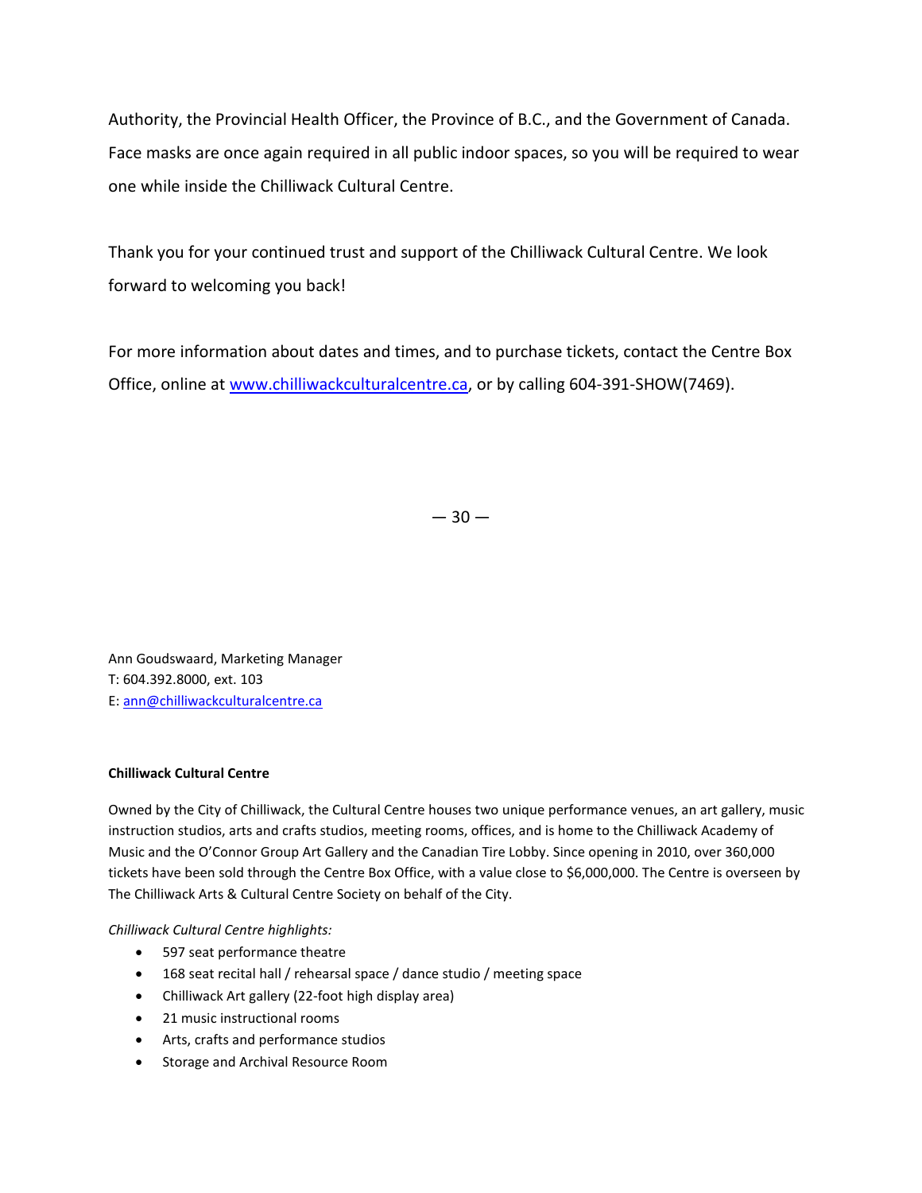Authority, the Provincial Health Officer, the Province of B.C., and the Government of Canada. Face masks are once again required in all public indoor spaces, so you will be required to wear one while inside the Chilliwack Cultural Centre.

Thank you for your continued trust and support of the Chilliwack Cultural Centre. We look forward to welcoming you back!

For more information about dates and times, and to purchase tickets, contact the Centre Box Office, online at [www.chilliwackculturalcentre.ca](http://www.chilliwackculturalcentre.ca), or by calling 604-391-SHOW(7469).

— 30 —

Ann Goudswaard, Marketing Manager
T: 604.392.8000, ext. 103
E: [ann@chilliwackculturalcentre.ca](mailto:ann@chilliwackculturalcentre.ca)

**Chilliwack Cultural Centre**

Owned by the City of Chilliwack, the Cultural Centre houses two unique performance venues, an art gallery, music instruction studios, arts and crafts studios, meeting rooms, offices, and is home to the Chilliwack Academy of Music and the O'Connor Group Art Gallery and the Canadian Tire Lobby. Since opening in 2010, over 360,000 tickets have been sold through the Centre Box Office, with a value close to $6,000,000. The Centre is overseen by The Chilliwack Arts & Cultural Centre Society on behalf of the City.

*Chilliwack Cultural Centre highlights:*

- 597 seat performance theatre
- 168 seat recital hall / rehearsal space / dance studio / meeting space
- Chilliwack Art gallery (22-foot high display area)
- 21 music instructional rooms
- Arts, crafts and performance studios
- Storage and Archival Resource Room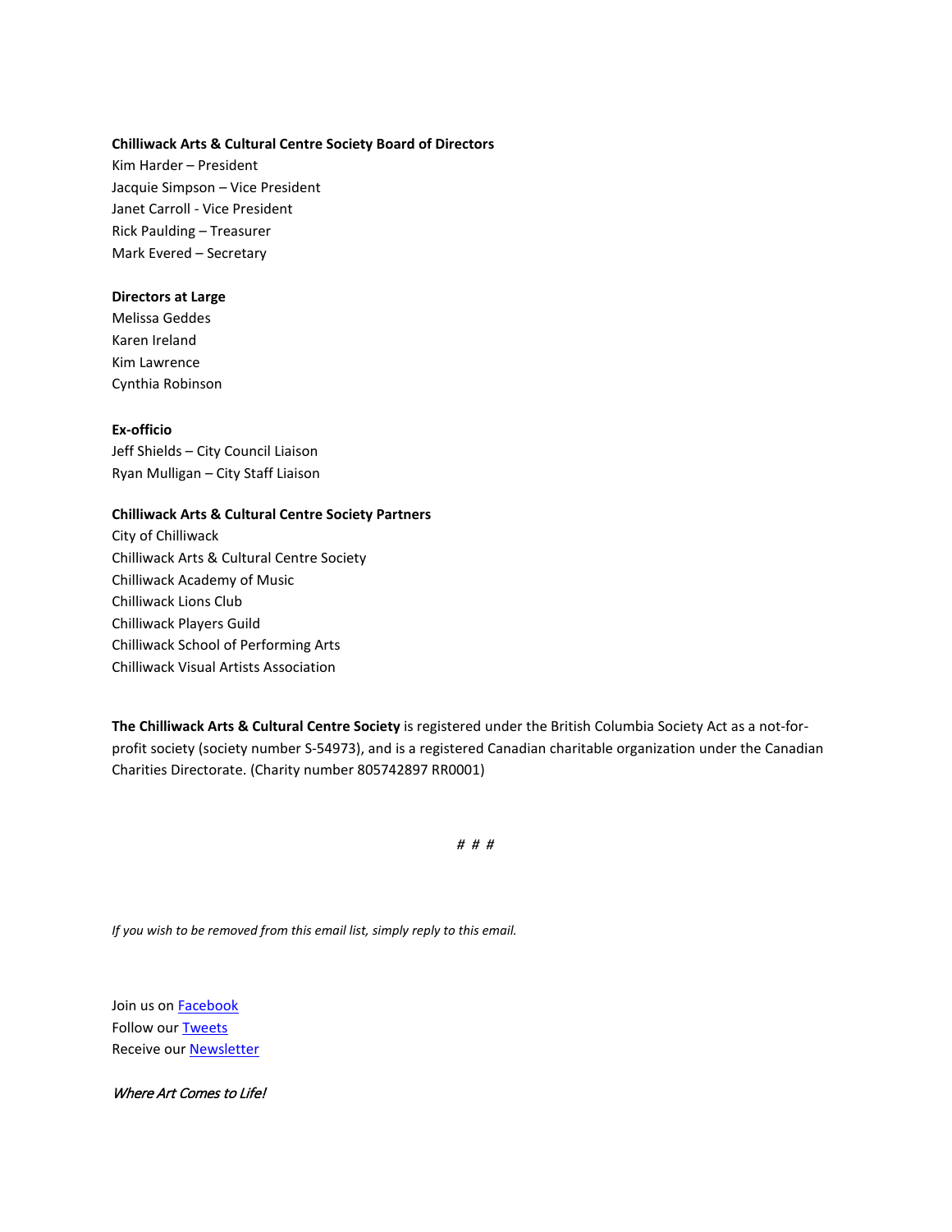**Chilliwack Arts & Cultural Centre Society Board of Directors**
Kim Harder – President
Jacquie Simpson – Vice President
Janet Carroll - Vice President
Rick Paulding – Treasurer
Mark Evered – Secretary

**Directors at Large**
Melissa Geddes
Karen Ireland
Kim Lawrence
Cynthia Robinson

**Ex-officio**
Jeff Shields – City Council Liaison
Ryan Mulligan – City Staff Liaison

**Chilliwack Arts & Cultural Centre Society Partners**
City of Chilliwack
Chilliwack Arts & Cultural Centre Society
Chilliwack Academy of Music
Chilliwack Lions Club
Chilliwack Players Guild
Chilliwack School of Performing Arts
Chilliwack Visual Artists Association

**The Chilliwack Arts & Cultural Centre Society** is registered under the British Columbia Society Act as a not-for-profit society (society number S-54973), and is a registered Canadian charitable organization under the Canadian Charities Directorate. (Charity number 805742897 RR0001)

# # #

*If you wish to be removed from this email list, simply reply to this email.*

Join us on Facebook
Follow our Tweets
Receive our Newsletter

*Where Art Comes to Life!*